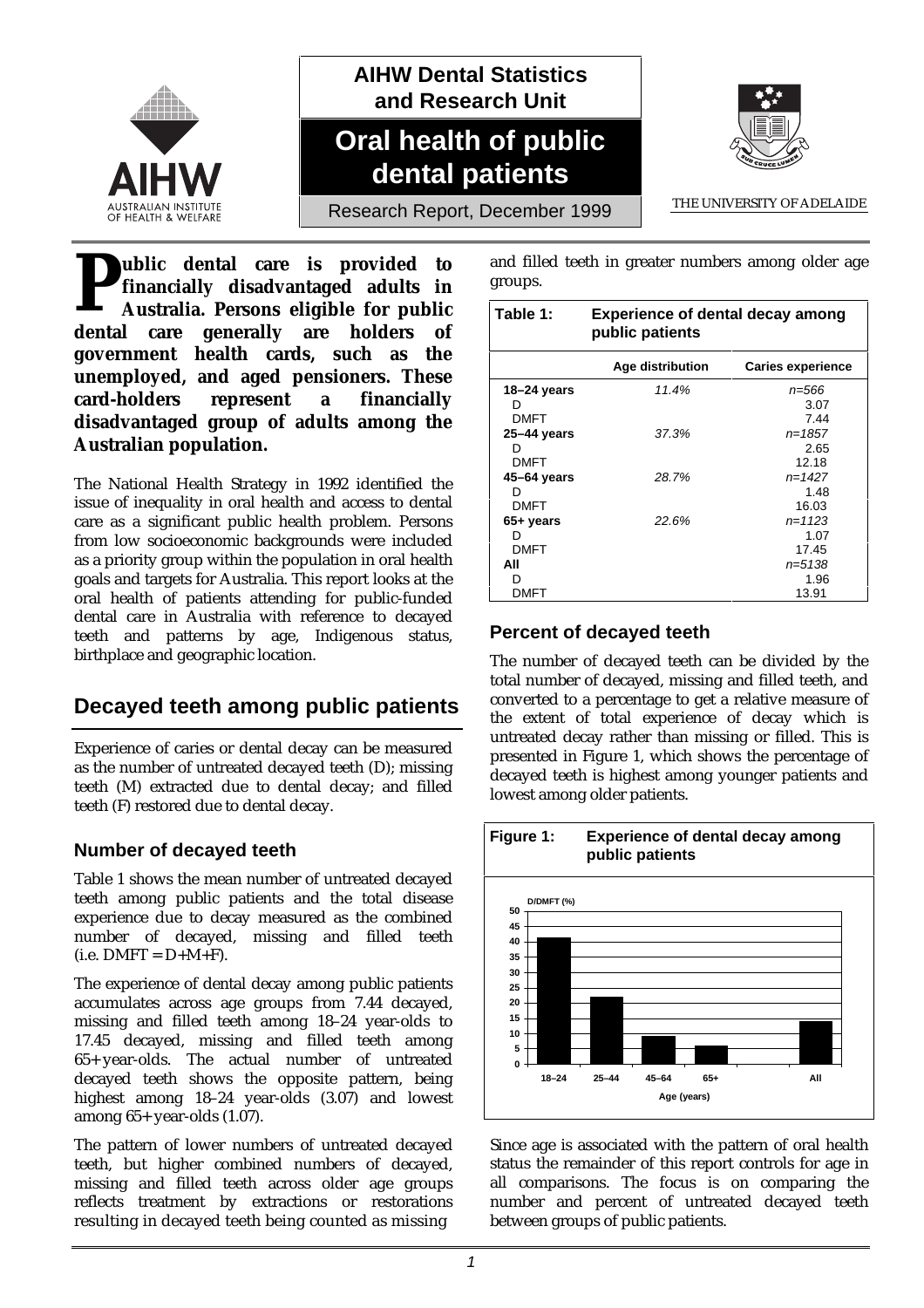AIHW Dental Statistics and Research Unit

# Oral health of public dental patients

Research Report, December 1999

THE UNIVERSITY OF ADELAIDE

**Public dental care is provided to financially disadvantaged adults in Australia. Persons eligible for public dental care generally are holders of government health cards, such as the unemployed, and aged pensioners. These card-holders represent a financially disadvantaged group of adults among the Australian population.**

The National Health Strategy in 1992 identified the issue of inequality in oral health and access to dental care as a significant public health problem. Persons from low socioeconomic backgrounds were included as a priority group within the population in oral health goals and targets for Australia. This report looks at the oral health of patients attending for public-funded dental care in Australia with reference to decayed teeth and patterns by age, Indigenous status, birthplace and geographic location.

## Decayed teeth among public patients

Experience of caries or dental decay can be measured as the number of untreated decayed teeth (D); missing teeth (M) extracted due to dental decay; and filled teeth (F) restored due to dental decay.

### Number of decayed teeth

Table 1 shows the mean number of untreated decayed teeth among public patients and the total disease experience due to decay measured as the combined number of decayed, missing and filled teeth (i.e. DMFT = D+M+F).

The experience of dental decay among public patients accumulates across age groups from 7.44 decayed, missing and filled teeth among 18–24 year-olds to 17.45 decayed, missing and filled teeth among 65+ year-olds. The actual number of untreated decayed teeth shows the opposite pattern, being highest among 18–24 year-olds (3.07) and lowest among 65+ year-olds (1.07).

The pattern of lower numbers of untreated decayed teeth, but higher combined numbers of decayed, missing and filled teeth across older age groups reflects treatment by extractions or restorations resulting in decayed teeth being counted as missing and filled teeth in greater numbers among older age groups.

**Table 1: Experience of dental decay among public patients**

| | Age distribution | Caries experience |
|---|---|---|
| **18–24 years** | *11.4%* | *n=566* |
| D | | 3.07 |
| DMFT | | 7.44 |
| **25–44 years** | *37.3%* | *n=1857* |
| D | | 2.65 |
| DMFT | | 12.18 |
| **45–64 years** | *28.7%* | *n=1427* |
| D | | 1.48 |
| DMFT | | 16.03 |
| **65+ years** | *22.6%* | *n=1123* |
| D | | 1.07 |
| DMFT | | 17.45 |
| **All** | | *n=5138* |
| D | | 1.96 |
| DMFT | | 13.91 |

### Percent of decayed teeth

The number of decayed teeth can be divided by the total number of decayed, missing and filled teeth, and converted to a percentage to get a relative measure of the extent of total experience of decay which is untreated decay rather than missing or filled. This is presented in Figure 1, which shows the percentage of decayed teeth is highest among younger patients and lowest among older patients.

**Figure 1: Experience of dental decay among public patients**

Since age is associated with the pattern of oral health status the remainder of this report controls for age in all comparisons. The focus is on comparing the number and percent of untreated decayed teeth between groups of public patients.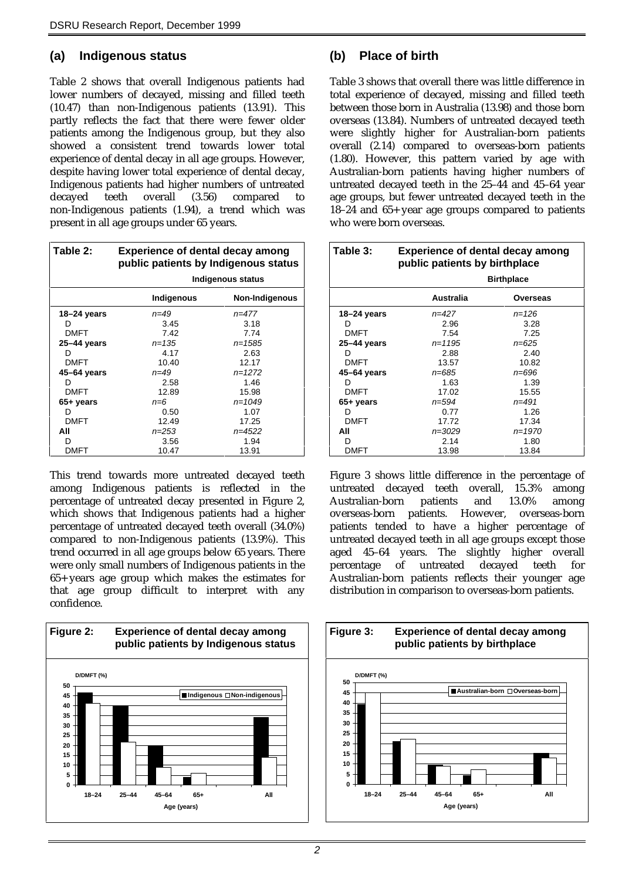## (a) Indigenous status

Table 2 shows that overall Indigenous patients had lower numbers of decayed, missing and filled teeth (10.47) than non-Indigenous patients (13.91). This partly reflects the fact that there were fewer older patients among the Indigenous group, but they also showed a consistent trend towards lower total experience of dental decay in all age groups. However, despite having lower total experience of dental decay, Indigenous patients had higher numbers of untreated decayed teeth overall (3.56) compared to non-Indigenous patients (1.94), a trend which was present in all age groups under 65 years.

**Table 2: Experience of dental decay among public patients by Indigenous status**

| | Indigenous status | |
|---|---|---|
| | **Indigenous** | **Non-Indigenous** |
| **18–24 years** | *n=49* | *n=477* |
| D | 3.45 | 3.18 |
| DMFT | 7.42 | 7.74 |
| **25–44 years** | *n=135* | *n=1585* |
| D | 4.17 | 2.63 |
| DMFT | 10.40 | 12.17 |
| **45–64 years** | *n=49* | *n=1272* |
| D | 2.58 | 1.46 |
| DMFT | 12.89 | 15.98 |
| **65+ years** | *n=6* | *n=1049* |
| D | 0.50 | 1.07 |
| DMFT | 12.49 | 17.25 |
| **All** | *n=253* | *n=4522* |
| D | 3.56 | 1.94 |
| DMFT | 10.47 | 13.91 |

This trend towards more untreated decayed teeth among Indigenous patients is reflected in the percentage of untreated decay presented in Figure 2, which shows that Indigenous patients had a higher percentage of untreated decayed teeth overall (34.0%) compared to non-Indigenous patients (13.9%). This trend occurred in all age groups below 65 years. There were only small numbers of Indigenous patients in the 65+ years age group which makes the estimates for that age group difficult to interpret with any confidence.

**Figure 2: Experience of dental decay among public patients by Indigenous status**

## (b) Place of birth

Table 3 shows that overall there was little difference in total experience of decayed, missing and filled teeth between those born in Australia (13.98) and those born overseas (13.84). Numbers of untreated decayed teeth were slightly higher for Australian-born patients overall (2.14) compared to overseas-born patients (1.80). However, this pattern varied by age with Australian-born patients having higher numbers of untreated decayed teeth in the 25–44 and 45–64 year age groups, but fewer untreated decayed teeth in the 18–24 and 65+ year age groups compared to patients who were born overseas.

**Table 3: Experience of dental decay among public patients by birthplace**

| | Birthplace | |
|---|---|---|
| | **Australia** | **Overseas** |
| **18–24 years** | *n=427* | *n=126* |
| D | 2.96 | 3.28 |
| DMFT | 7.54 | 7.25 |
| **25–44 years** | *n=1195* | *n=625* |
| D | 2.88 | 2.40 |
| DMFT | 13.57 | 10.82 |
| **45–64 years** | *n=685* | *n=696* |
| D | 1.63 | 1.39 |
| DMFT | 17.02 | 15.55 |
| **65+ years** | *n=594* | *n=491* |
| D | 0.77 | 1.26 |
| DMFT | 17.72 | 17.34 |
| **All** | *n=3029* | *n=1970* |
| D | 2.14 | 1.80 |
| DMFT | 13.98 | 13.84 |

Figure 3 shows little difference in the percentage of untreated decayed teeth overall, 15.3% among Australian-born patients and 13.0% among overseas-born patients. However, overseas-born patients tended to have a higher percentage of untreated decayed teeth in all age groups except those aged 45–64 years. The slightly higher overall percentage of untreated decayed teeth for Australian-born patients reflects their younger age distribution in comparison to overseas-born patients.

**Figure 3: Experience of dental decay among public patients by birthplace**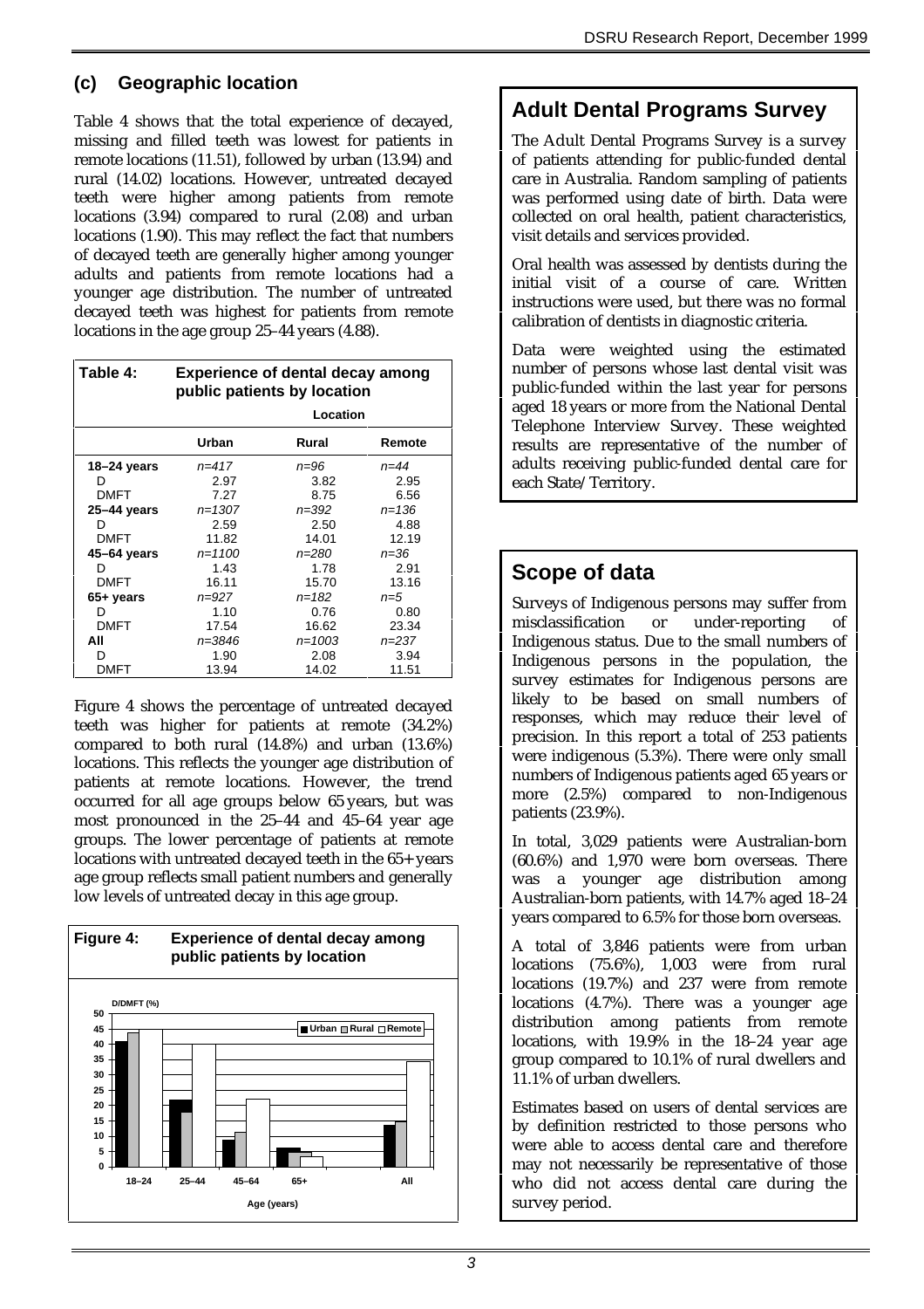### (c) Geographic location

Table 4 shows that the total experience of decayed, missing and filled teeth was lowest for patients in remote locations (11.51), followed by urban (13.94) and rural (14.02) locations. However, untreated decayed teeth were higher among patients from remote locations (3.94) compared to rural (2.08) and urban locations (1.90). This may reflect the fact that numbers of decayed teeth are generally higher among younger adults and patients from remote locations had a younger age distribution. The number of untreated decayed teeth was highest for patients from remote locations in the age group 25–44 years (4.88).

**Table 4: Experience of dental decay among public patients by location**

| | Location | | |
|---|---|---|---|
| | Urban | Rural | Remote |
| **18–24 years** | *n=417* | *n=96* | *n=44* |
| D | 2.97 | 3.82 | 2.95 |
| DMFT | 7.27 | 8.75 | 6.56 |
| **25–44 years** | *n=1307* | *n=392* | *n=136* |
| D | 2.59 | 2.50 | 4.88 |
| DMFT | 11.82 | 14.01 | 12.19 |
| **45–64 years** | *n=1100* | *n=280* | *n=36* |
| D | 1.43 | 1.78 | 2.91 |
| DMFT | 16.11 | 15.70 | 13.16 |
| **65+ years** | *n=927* | *n=182* | *n=5* |
| D | 1.10 | 0.76 | 0.80 |
| DMFT | 17.54 | 16.62 | 23.34 |
| **All** | *n=3846* | *n=1003* | *n=237* |
| D | 1.90 | 2.08 | 3.94 |
| DMFT | 13.94 | 14.02 | 11.51 |

Figure 4 shows the percentage of untreated decayed teeth was higher for patients at remote (34.2%) compared to both rural (14.8%) and urban (13.6%) locations. This reflects the younger age distribution of patients at remote locations. However, the trend occurred for all age groups below 65 years, but was most pronounced in the 25–44 and 45–64 year age groups. The lower percentage of patients at remote locations with untreated decayed teeth in the 65+ years age group reflects small patient numbers and generally low levels of untreated decay in this age group.

**Figure 4: Experience of dental decay among public patients by location**

## Adult Dental Programs Survey

The Adult Dental Programs Survey is a survey of patients attending for public-funded dental care in Australia. Random sampling of patients was performed using date of birth. Data were collected on oral health, patient characteristics, visit details and services provided.

Oral health was assessed by dentists during the initial visit of a course of care. Written instructions were used, but there was no formal calibration of dentists in diagnostic criteria.

Data were weighted using the estimated number of persons whose last dental visit was public-funded within the last year for persons aged 18 years or more from the National Dental Telephone Interview Survey. These weighted results are representative of the number of adults receiving public-funded dental care for each State/Territory.

## Scope of data

Surveys of Indigenous persons may suffer from misclassification or under-reporting of Indigenous status. Due to the small numbers of Indigenous persons in the population, the survey estimates for Indigenous persons are likely to be based on small numbers of responses, which may reduce their level of precision. In this report a total of 253 patients were indigenous (5.3%). There were only small numbers of Indigenous patients aged 65 years or more (2.5%) compared to non-Indigenous patients (23.9%).

In total, 3,029 patients were Australian-born (60.6%) and 1,970 were born overseas. There was a younger age distribution among Australian-born patients, with 14.7% aged 18–24 years compared to 6.5% for those born overseas.

A total of 3,846 patients were from urban locations (75.6%), 1,003 were from rural locations (19.7%) and 237 were from remote locations (4.7%). There was a younger age distribution among patients from remote locations, with 19.9% in the 18–24 year age group compared to 10.1% of rural dwellers and 11.1% of urban dwellers.

Estimates based on users of dental services are by definition restricted to those persons who were able to access dental care and therefore may not necessarily be representative of those who did not access dental care during the survey period.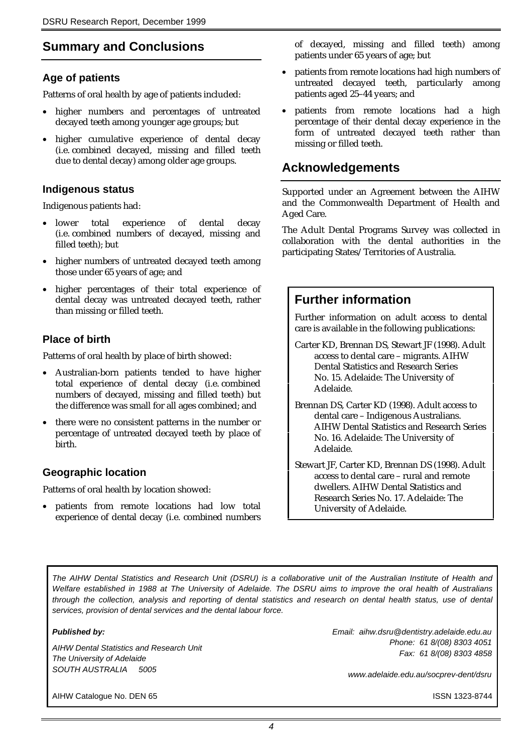## Summary and Conclusions

### Age of patients

Patterns of oral health by age of patients included:

- higher numbers and percentages of untreated decayed teeth among younger age groups; but
- higher cumulative experience of dental decay (i.e. combined decayed, missing and filled teeth due to dental decay) among older age groups.

### Indigenous status

Indigenous patients had:

- lower total experience of dental decay (i.e. combined numbers of decayed, missing and filled teeth); but
- higher numbers of untreated decayed teeth among those under 65 years of age; and
- higher percentages of their total experience of dental decay was untreated decayed teeth, rather than missing or filled teeth.

### Place of birth

Patterns of oral health by place of birth showed:

- Australian-born patients tended to have higher total experience of dental decay (i.e. combined numbers of decayed, missing and filled teeth) but the difference was small for all ages combined; and
- there were no consistent patterns in the number or percentage of untreated decayed teeth by place of birth.

### Geographic location

Patterns of oral health by location showed:

- patients from remote locations had low total experience of dental decay (i.e. combined numbers of decayed, missing and filled teeth) among patients under 65 years of age; but
- patients from remote locations had high numbers of untreated decayed teeth, particularly among patients aged 25–44 years; and
- patients from remote locations had a high percentage of their dental decay experience in the form of untreated decayed teeth rather than missing or filled teeth.

## Acknowledgements

Supported under an Agreement between the AIHW and the Commonwealth Department of Health and Aged Care.

The Adult Dental Programs Survey was collected in collaboration with the dental authorities in the participating States/Territories of Australia.

## Further information

Further information on adult access to dental care is available in the following publications:

Carter KD, Brennan DS, Stewart JF (1998). Adult access to dental care – migrants. AIHW Dental Statistics and Research Series No. 15. Adelaide: The University of Adelaide.

Brennan DS, Carter KD (1998). Adult access to dental care – Indigenous Australians. AIHW Dental Statistics and Research Series No. 16. Adelaide: The University of Adelaide.

Stewart JF, Carter KD, Brennan DS (1998). Adult access to dental care – rural and remote dwellers. AIHW Dental Statistics and Research Series No. 17. Adelaide: The University of Adelaide.

*The AIHW Dental Statistics and Research Unit (DSRU) is a collaborative unit of the Australian Institute of Health and Welfare established in 1988 at The University of Adelaide. The DSRU aims to improve the oral health of Australians through the collection, analysis and reporting of dental statistics and research on dental health status, use of dental services, provision of dental services and the dental labour force.*

***Published by:***

*AIHW Dental Statistics and Research Unit*
*The University of Adelaide*
*SOUTH AUSTRALIA 5005*

*Email: aihw.dsru@dentistry.adelaide.edu.au*
*Phone: 61 8/(08) 8303 4051*
*Fax: 61 8/(08) 8303 4858*

*www.adelaide.edu.au/socprev-dent/dsru*

AIHW Catalogue No. DEN 65

ISSN 1323-8744